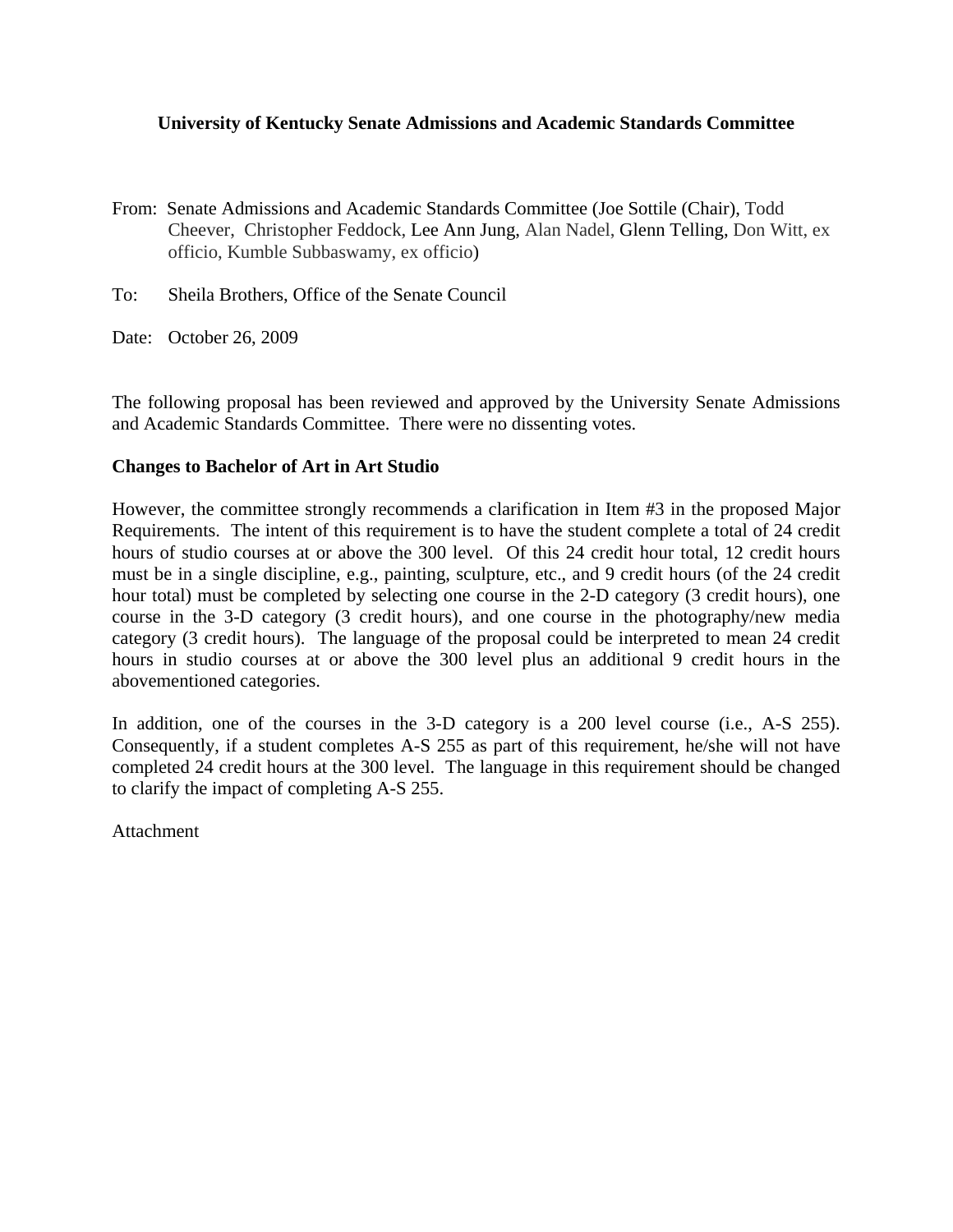**University of Kentucky Senate Admissions and Academic Standards Committee**

From: Senate Admissions and Academic Standards Committee (Joe Sottile (Chair), Todd Cheever, Christopher Feddock, Lee Ann Jung, Alan Nadel, Glenn Telling, Don Witt, ex officio, Kumble Subbaswamy, ex officio)

To: Sheila Brothers, Office of the Senate Council

Date: October 26, 2009

The following proposal has been reviewed and approved by the University Senate Admissions and Academic Standards Committee. There were no dissenting votes.

**Changes to Bachelor of Art in Art Studio**

However, the committee strongly recommends a clarification in Item #3 in the proposed Major Requirements. The intent of this requirement is to have the student complete a total of 24 credit hours of studio courses at or above the 300 level. Of this 24 credit hour total, 12 credit hours must be in a single discipline, e.g., painting, sculpture, etc., and 9 credit hours (of the 24 credit hour total) must be completed by selecting one course in the 2-D category (3 credit hours), one course in the 3-D category (3 credit hours), and one course in the photography/new media category (3 credit hours). The language of the proposal could be interpreted to mean 24 credit hours in studio courses at or above the 300 level plus an additional 9 credit hours in the abovementioned categories.

In addition, one of the courses in the 3-D category is a 200 level course (i.e., A-S 255). Consequently, if a student completes A-S 255 as part of this requirement, he/she will not have completed 24 credit hours at the 300 level. The language in this requirement should be changed to clarify the impact of completing A-S 255.

Attachment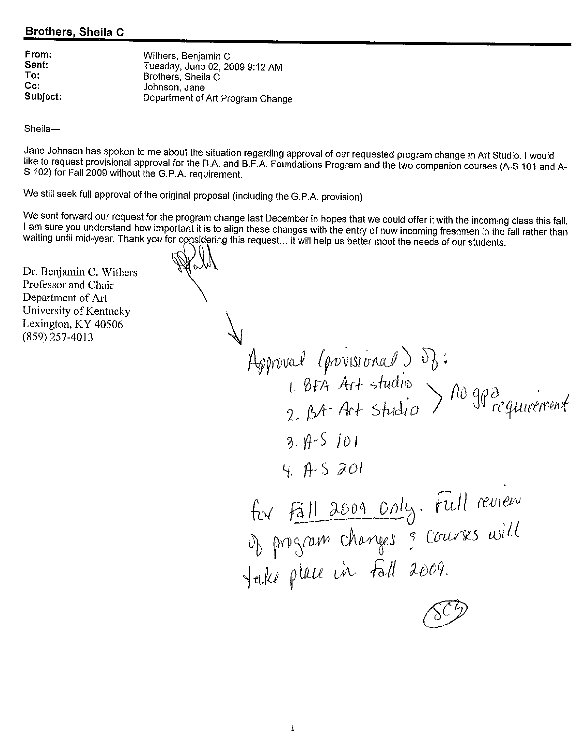**Brothers, Sheila C**

| | |
|---|---|
| **From:** | Withers, Benjamin C |
| **Sent:** | Tuesday, June 02, 2009 9:12 AM |
| **To:** | Brothers, Sheila C |
| **Cc:** | Johnson, Jane |
| **Subject:** | Department of Art Program Change |

Sheila—

Jane Johnson has spoken to me about the situation regarding approval of our requested program change in Art Studio. I would like to request provisional approval for the B.A. and B.F.A. Foundations Program and the two companion courses (A-S 101 and A-S 102) for Fall 2009 without the G.P.A. requirement.

We still seek full approval of the original proposal (including the G.P.A. provision).

We sent forward our request for the program change last December in hopes that we could offer it with the incoming class this fall. I am sure you understand how important it is to align these changes with the entry of new incoming freshmen in the fall rather than waiting until mid-year. Thank you for considering this request... it will help us better meet the needs of our students.

Dr. Benjamin C. Withers
Professor and Chair
Department of Art
University of Kentucky
Lexington, KY 40506
(859) 257-4013

Approval (provisional) of:

1. BFA Art studio
2. BA Art Studio

} no gpa requirement

3. A-S 101
4. A-S 201

for Fall 2009 only. Full review of program changes & courses will take place in fall 2009.

SCB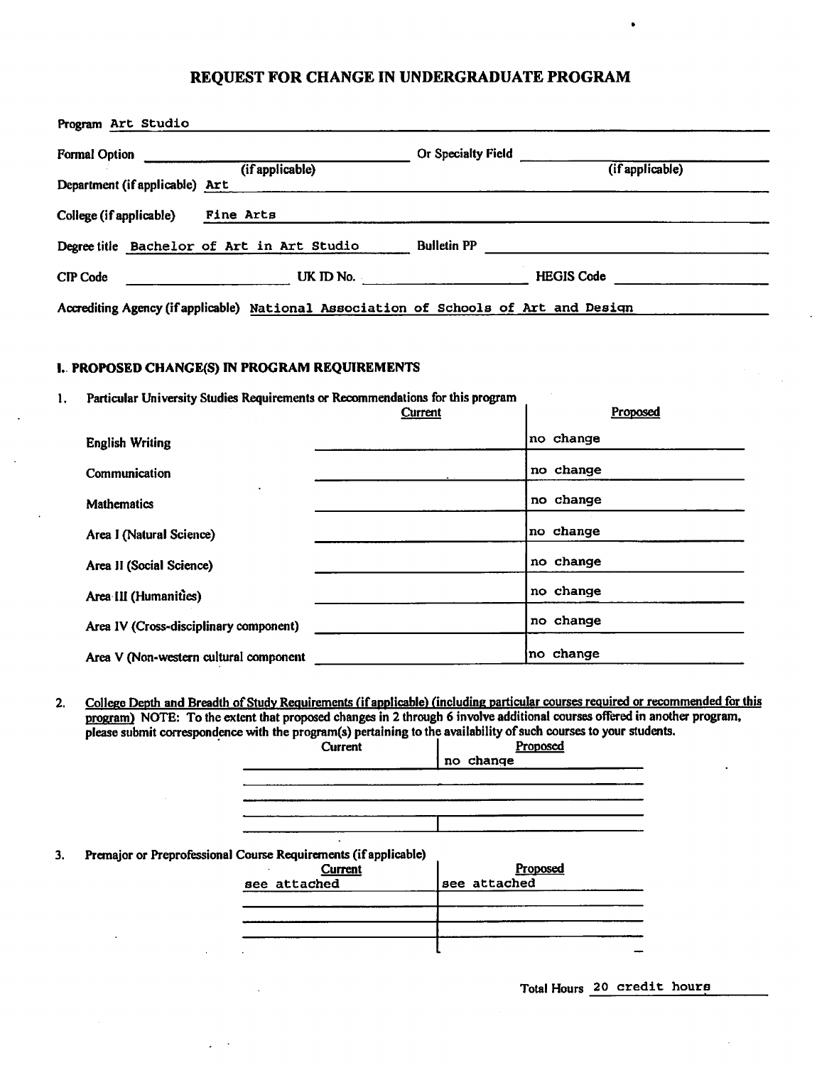# REQUEST FOR CHANGE IN UNDERGRADUATE PROGRAM

Program Art Studio

Formal Option (if applicable) ______ Or Specialty Field (if applicable) ______

Department (if applicable) Art

College (if applicable) Fine Arts

Degree title Bachelor of Art in Art Studio Bulletin PP ______

CIP Code ______ UK ID No. ______ HEGIS Code ______

Accrediting Agency (if applicable) National Association of Schools of Art and Design

## I. PROPOSED CHANGE(S) IN PROGRAM REQUIREMENTS

1. Particular University Studies Requirements or Recommendations for this program

| | Current | Proposed |
|---|---|---|
| English Writing | | no change |
| Communication | | no change |
| Mathematics | | no change |
| Area I (Natural Science) | | no change |
| Area II (Social Science) | | no change |
| Area III (Humanities) | | no change |
| Area IV (Cross-disciplinary component) | | no change |
| Area V (Non-western cultural component | | no change |

2. College Depth and Breadth of Study Requirements (if applicable) (including particular courses required or recommended for this program) NOTE: To the extent that proposed changes in 2 through 6 involve additional courses offered in another program, please submit correspondence with the program(s) pertaining to the availability of such courses to your students.

| Current | Proposed |
|---|---|
| | no change |
| | |
| | |
| | |

3. Premajor or Preprofessional Course Requirements (if applicable)

| Current | Proposed |
|---|---|
| see attached | see attached |
| | |
| | |
| | |

Total Hours 20 credit hours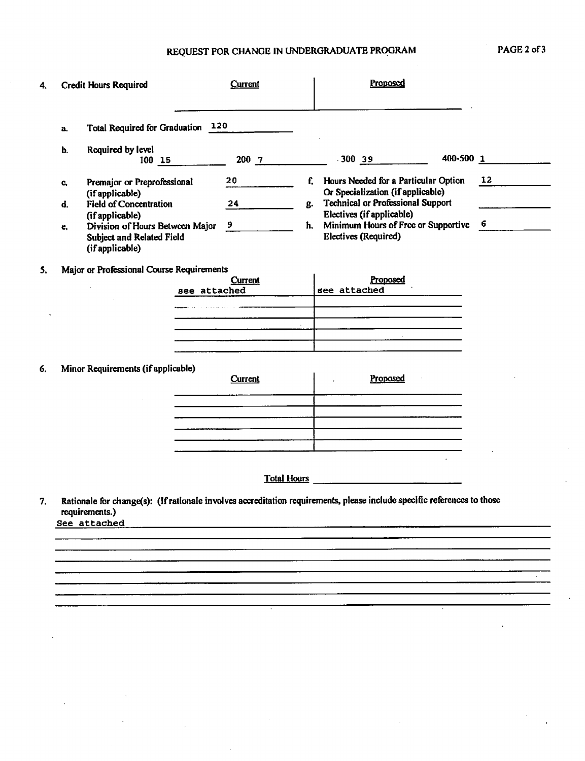## REQUEST FOR CHANGE IN UNDERGRADUATE PROGRAM

PAGE 2 of 3

**4. Credit Hours Required**

| | Current | Proposed |
|---|---|---|
| | | |

a. Total Required for Graduation 120

b. Required by level 100 15 &nbsp;&nbsp; 200 7 &nbsp;&nbsp; 300 39 &nbsp;&nbsp; 400-500 1

c. Premajor or Preprofessional (if applicable) 20

d. Field of Concentration (if applicable) 24

e. Division of Hours Between Major Subject and Related Field (if applicable) 9

f. Hours Needed for a Particular Option Or Specialization (if applicable) 12

g. Technical or Professional Support Electives (if applicable)

h. Minimum Hours of Free or Supportive Electives (Required) 6

**5. Major or Professional Course Requirements**

| Current | Proposed |
|---|---|
| see attached | see attached |
| | |
| | |
| | |
| | |

**6. Minor Requirements (if applicable)**

| Current | Proposed |
|---|---|
| | |
| | |
| | |
| | |
| | |

Total Hours ______

**7. Rationale for change(s):** (If rationale involves accreditation requirements, please include specific references to those requirements.)

See attached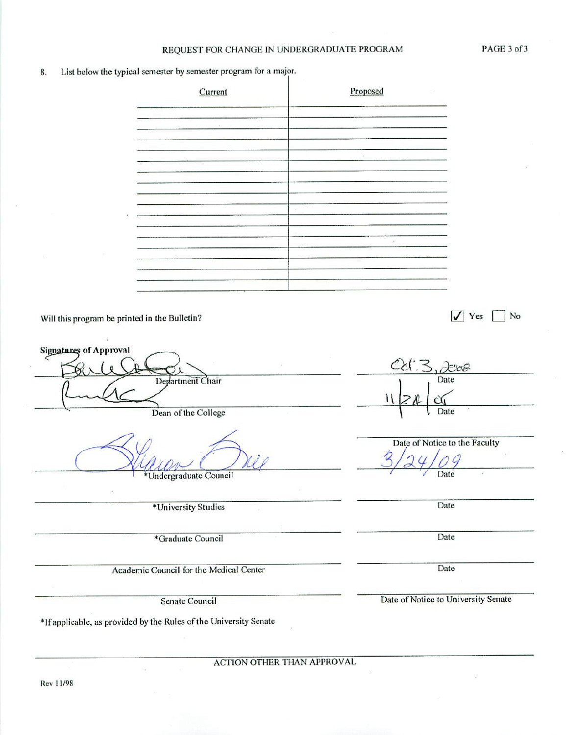REQUEST FOR CHANGE IN UNDERGRADUATE PROGRAM

8. List below the typical semester by semester program for a major.

| Current | Proposed |
|---|---|
| | |
| | |
| | |
| | |
| | |
| | |
| | |
| | |
| | |
| | |
| | |
| | |
| | |
| | |
| | |
| | |
| | |

Will this program be printed in the Bulletin? ☑ Yes ☐ No

**Signatures of Approval**

| Signature | Date |
|---|---|
| [signature] Department Chair | Oct. 3, 2008 Date |
| [signature] Dean of the College | 11/28/08 Date |
| [signature] *Undergraduate Council | Date of Notice to the Faculty 3/24/09 Date |
| *University Studies | Date |
| *Graduate Council | Date |
| Academic Council for the Medical Center | Date |
| Senate Council | Date of Notice to University Senate |

*If applicable, as provided by the Rules of the University Senate

ACTION OTHER THAN APPROVAL

Rev 11/98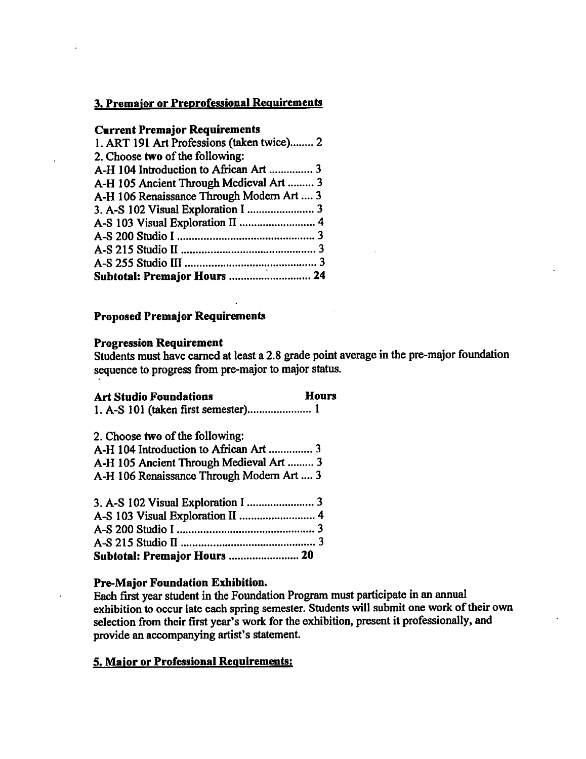## 3. Premajor or Preprofessional Requirements

### Current Premajor Requirements

1. ART 191 Art Professions (taken twice)........ 2
2. Choose **two** of the following:
A-H 104 Introduction to African Art ............... 3
A-H 105 Ancient Through Medieval Art ......... 3
A-H 106 Renaissance Through Modern Art .... 3
3. A-S 102 Visual Exploration I ....................... 3
A-S 103 Visual Exploration II .......................... 4
A-S 200 Studio I ............................................... 3
A-S 215 Studio II .............................................. 3
A-S 255 Studio III ............................................. 3
**Subtotal: Premajor Hours ............................ 24**

### Proposed Premajor Requirements

**Progression Requirement**

Students must have earned at least a 2.8 grade point average in the pre-major foundation sequence to progress from pre-major to major status.

**Art Studio Foundations Hours**

1. A-S 101 (taken first semester)...................... 1

2. Choose **two** of the following:
A-H 104 Introduction to African Art ............... 3
A-H 105 Ancient Through Medieval Art ......... 3
A-H 106 Renaissance Through Modern Art .... 3

3. A-S 102 Visual Exploration I ....................... 3
A-S 103 Visual Exploration II .......................... 4
A-S 200 Studio I ............................................... 3
A-S 215 Studio II .............................................. 3
**Subtotal: Premajor Hours ........................ 20**

**Pre-Major Foundation Exhibition.**

Each first year student in the Foundation Program must participate in an annual exhibition to occur late each spring semester. Students will submit one work of their own selection from their first year's work for the exhibition, present it professionally, and provide an accompanying artist's statement.

## 5. Major or Professional Requirements: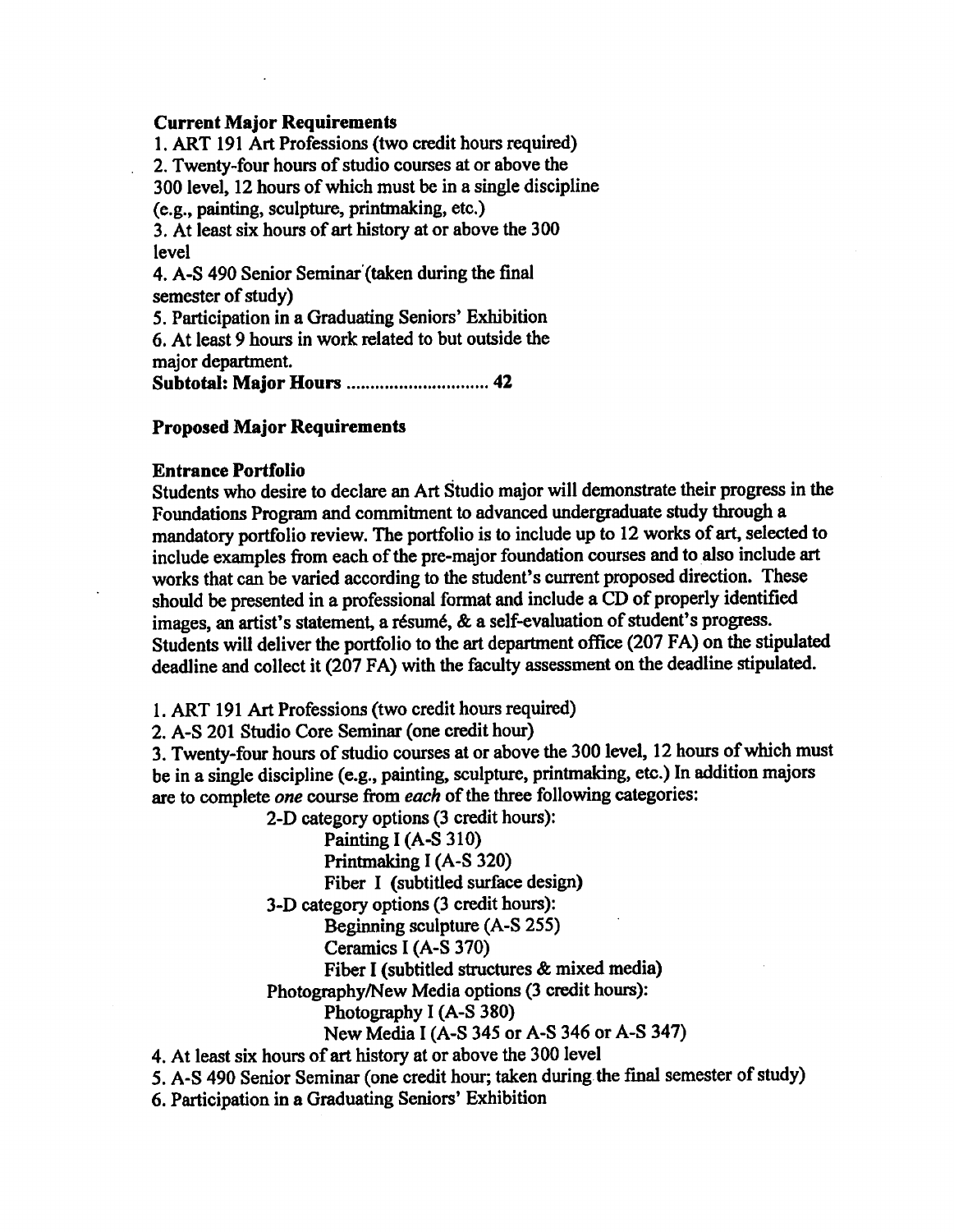**Current Major Requirements**

1. ART 191 Art Professions (two credit hours required)
2. Twenty-four hours of studio courses at or above the 300 level, 12 hours of which must be in a single discipline (e.g., painting, sculpture, printmaking, etc.)
3. At least six hours of art history at or above the 300 level
4. A-S 490 Senior Seminar (taken during the final semester of study)
5. Participation in a Graduating Seniors' Exhibition
6. At least 9 hours in work related to but outside the major department.

**Subtotal: Major Hours .............................. 42**

**Proposed Major Requirements**

**Entrance Portfolio**

Students who desire to declare an Art Studio major will demonstrate their progress in the Foundations Program and commitment to advanced undergraduate study through a mandatory portfolio review. The portfolio is to include up to 12 works of art, selected to include examples from each of the pre-major foundation courses and to also include art works that can be varied according to the student's current proposed direction. These should be presented in a professional format and include a CD of properly identified images, an artist's statement, a résumé, & a self-evaluation of student's progress. Students will deliver the portfolio to the art department office (207 FA) on the stipulated deadline and collect it (207 FA) with the faculty assessment on the deadline stipulated.

1. ART 191 Art Professions (two credit hours required)
2. A-S 201 Studio Core Seminar (one credit hour)
3. Twenty-four hours of studio courses at or above the 300 level, 12 hours of which must be in a single discipline (e.g., painting, sculpture, printmaking, etc.) In addition majors are to complete *one* course from *each* of the three following categories:
   - 2-D category options (3 credit hours):
     - Painting I (A-S 310)
     - Printmaking I (A-S 320)
     - Fiber I (subtitled surface design)
   - 3-D category options (3 credit hours):
     - Beginning sculpture (A-S 255)
     - Ceramics I (A-S 370)
     - Fiber I (subtitled structures & mixed media)
   - Photography/New Media options (3 credit hours):
     - Photography I (A-S 380)
     - New Media I (A-S 345 or A-S 346 or A-S 347)
4. At least six hours of art history at or above the 300 level
5. A-S 490 Senior Seminar (one credit hour; taken during the final semester of study)
6. Participation in a Graduating Seniors' Exhibition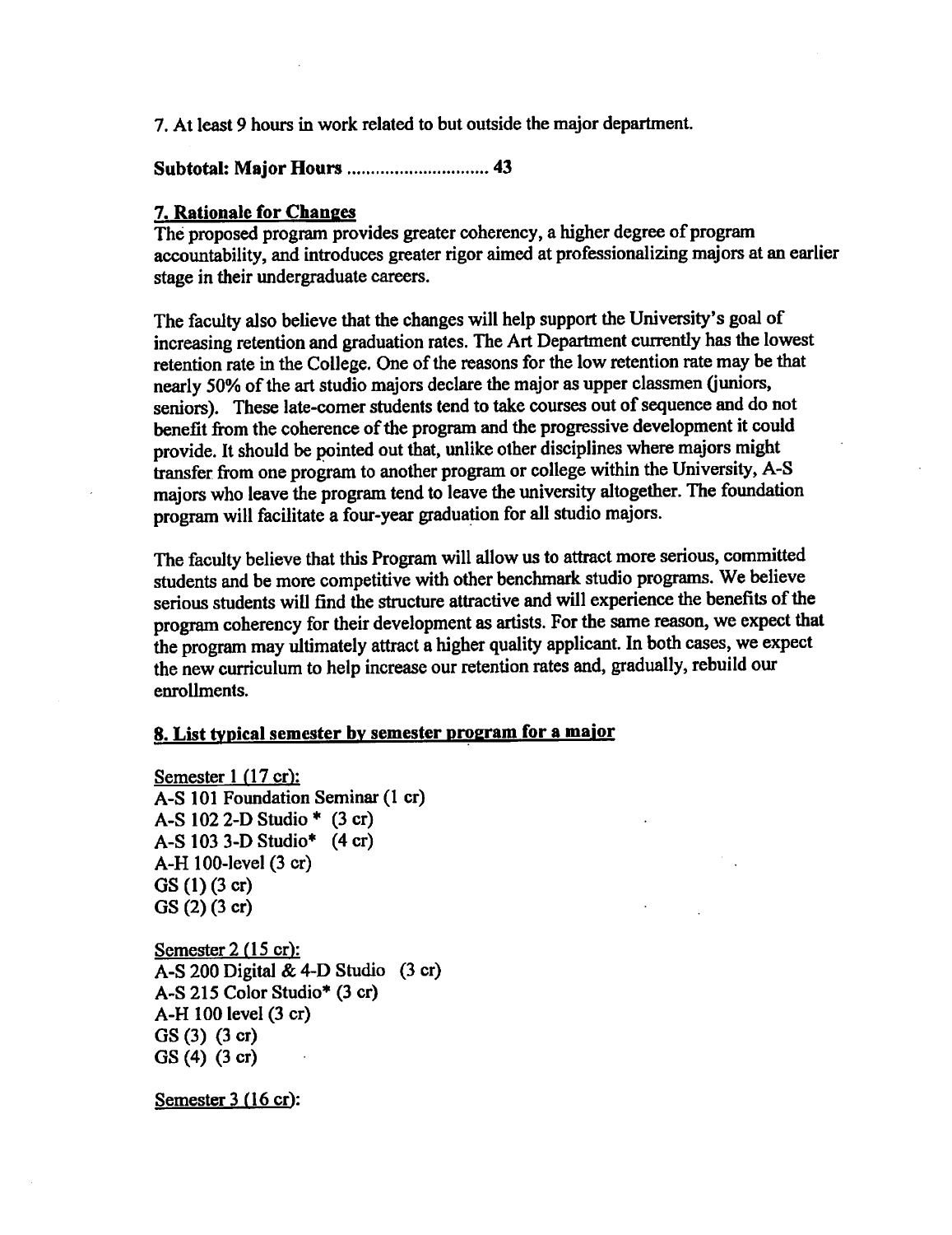7. At least 9 hours in work related to but outside the major department.

**Subtotal: Major Hours .............................. 43**

**7. Rationale for Changes**

The proposed program provides greater coherency, a higher degree of program accountability, and introduces greater rigor aimed at professionalizing majors at an earlier stage in their undergraduate careers.

The faculty also believe that the changes will help support the University's goal of increasing retention and graduation rates. The Art Department currently has the lowest retention rate in the College. One of the reasons for the low retention rate may be that nearly 50% of the art studio majors declare the major as upper classmen (juniors, seniors). These late-comer students tend to take courses out of sequence and do not benefit from the coherence of the program and the progressive development it could provide. It should be pointed out that, unlike other disciplines where majors might transfer from one program to another program or college within the University, A-S majors who leave the program tend to leave the university altogether. The foundation program will facilitate a four-year graduation for all studio majors.

The faculty believe that this Program will allow us to attract more serious, committed students and be more competitive with other benchmark studio programs. We believe serious students will find the structure attractive and will experience the benefits of the program coherency for their development as artists. For the same reason, we expect that the program may ultimately attract a higher quality applicant. In both cases, we expect the new curriculum to help increase our retention rates and, gradually, rebuild our enrollments.

**8. List typical semester by semester program for a major**

Semester 1 (17 cr):

A-S 101 Foundation Seminar (1 cr)
A-S 102 2-D Studio * (3 cr)
A-S 103 3-D Studio* (4 cr)
A-H 100-level (3 cr)
GS (1) (3 cr)
GS (2) (3 cr)

Semester 2 (15 cr):

A-S 200 Digital & 4-D Studio (3 cr)
A-S 215 Color Studio* (3 cr)
A-H 100 level (3 cr)
GS (3) (3 cr)
GS (4) (3 cr)

Semester 3 (16 cr):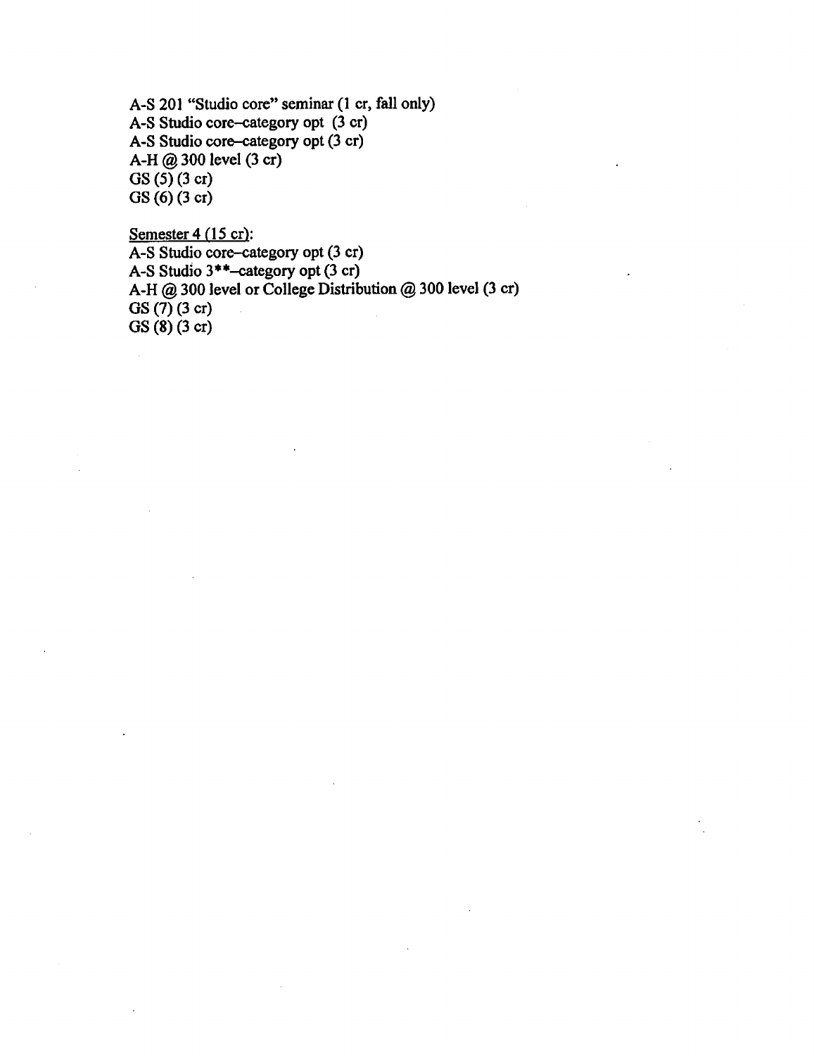A-S 201 "Studio core" seminar (1 cr, fall only)
A-S Studio core–category opt (3 cr)
A-S Studio core–category opt (3 cr)
A-H @ 300 level (3 cr)
GS (5) (3 cr)
GS (6) (3 cr)

<u>Semester 4 (15 cr)</u>:
A-S Studio core–category opt (3 cr)
A-S Studio 3**–category opt (3 cr)
A-H @ 300 level or College Distribution @ 300 level (3 cr)
GS (7) (3 cr)
GS (8) (3 cr)